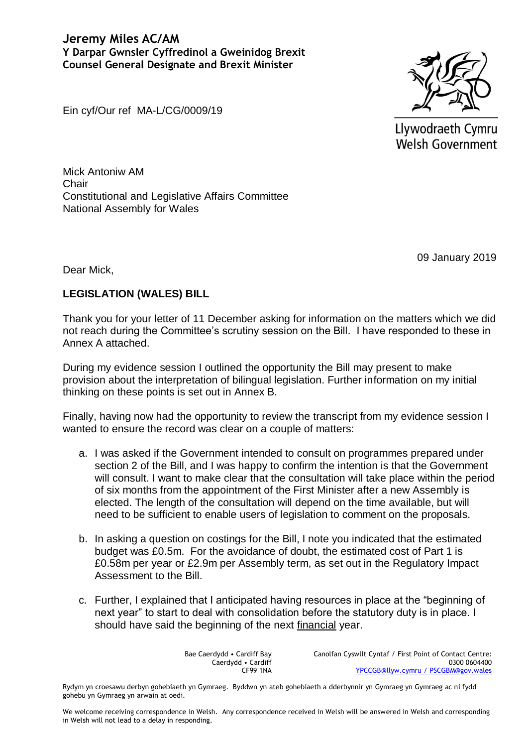**Jeremy Miles AC/AM**
**Y Darpar Gwnsler Cyffredinol a Gweinidog Brexit**
**Counsel General Designate and Brexit Minister**

Ein cyf/Our ref MA-L/CG/0009/19

Llywodraeth Cymru
Welsh Government

Mick Antoniw AM
Chair
Constitutional and Legislative Affairs Committee
National Assembly for Wales

09 January 2019

Dear Mick,

**LEGISLATION (WALES) BILL**

Thank you for your letter of 11 December asking for information on the matters which we did not reach during the Committee's scrutiny session on the Bill. I have responded to these in Annex A attached.

During my evidence session I outlined the opportunity the Bill may present to make provision about the interpretation of bilingual legislation. Further information on my initial thinking on these points is set out in Annex B.

Finally, having now had the opportunity to review the transcript from my evidence session I wanted to ensure the record was clear on a couple of matters:

a. I was asked if the Government intended to consult on programmes prepared under section 2 of the Bill, and I was happy to confirm the intention is that the Government will consult. I want to make clear that the consultation will take place within the period of six months from the appointment of the First Minister after a new Assembly is elected. The length of the consultation will depend on the time available, but will need to be sufficient to enable users of legislation to comment on the proposals.

b. In asking a question on costings for the Bill, I note you indicated that the estimated budget was £0.5m. For the avoidance of doubt, the estimated cost of Part 1 is £0.58m per year or £2.9m per Assembly term, as set out in the Regulatory Impact Assessment to the Bill.

c. Further, I explained that I anticipated having resources in place at the "beginning of next year" to start to deal with consolidation before the statutory duty is in place. I should have said the beginning of the next <u>financial</u> year.

Bae Caerdydd • Cardiff Bay
Caerdydd • Cardiff
CF99 1NA

Canolfan Cyswllt Cyntaf / First Point of Contact Centre:
0300 0604400
YPCCGB@llyw.cymru / PSCGBM@gov.wales

Rydym yn croesawu derbyn gohebiaeth yn Gymraeg. Byddwn yn ateb gohebiaeth a dderbynnir yn Gymraeg yn Gymraeg ac ni fydd gohebu yn Gymraeg yn arwain at oedi.

We welcome receiving correspondence in Welsh. Any correspondence received in Welsh will be answered in Welsh and corresponding in Welsh will not lead to a delay in responding.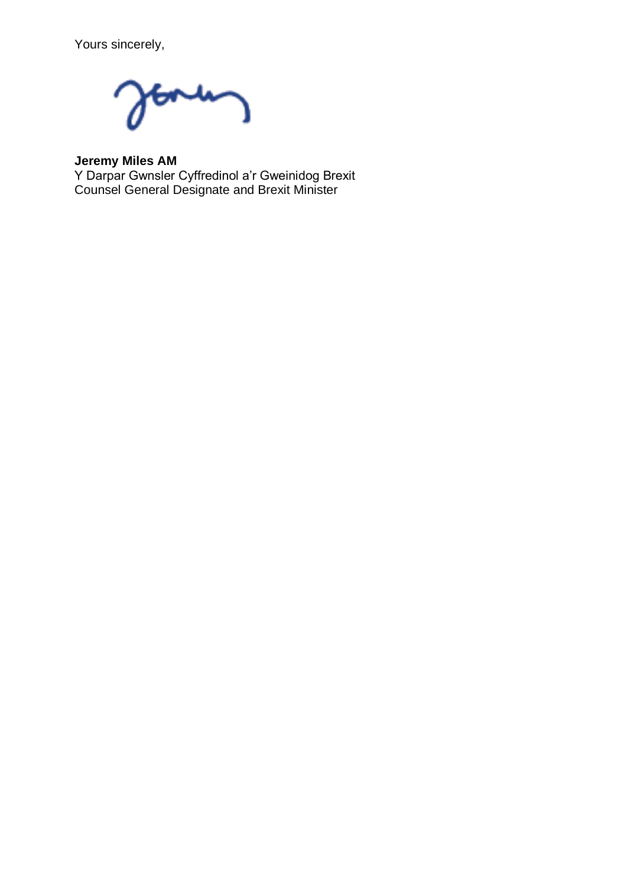Yours sincerely,

**Jeremy Miles AM**
Y Darpar Gwnsler Cyffredinol a'r Gweinidog Brexit
Counsel General Designate and Brexit Minister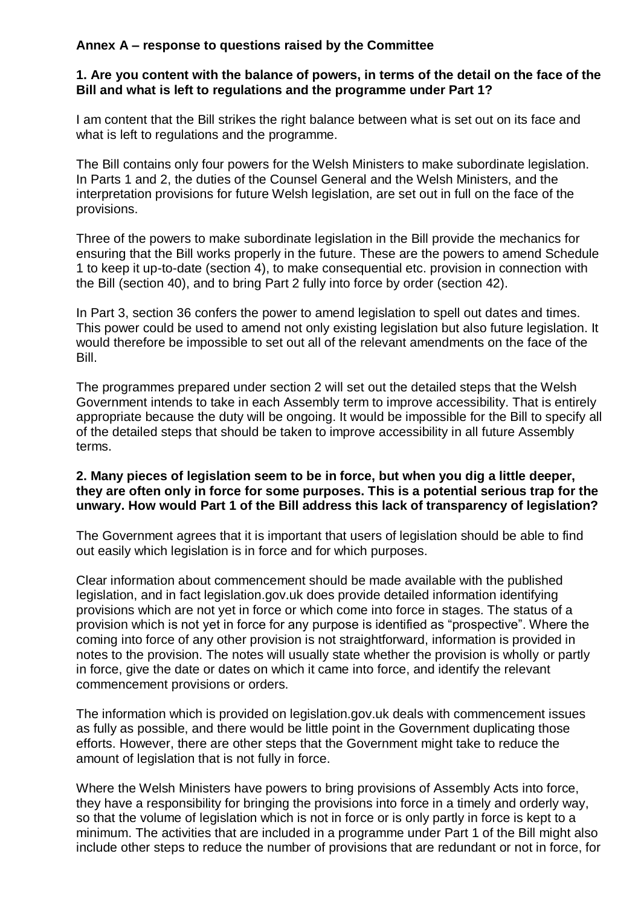**Annex A – response to questions raised by the Committee**

**1. Are you content with the balance of powers, in terms of the detail on the face of the Bill and what is left to regulations and the programme under Part 1?**

I am content that the Bill strikes the right balance between what is set out on its face and what is left to regulations and the programme.

The Bill contains only four powers for the Welsh Ministers to make subordinate legislation. In Parts 1 and 2, the duties of the Counsel General and the Welsh Ministers, and the interpretation provisions for future Welsh legislation, are set out in full on the face of the provisions.

Three of the powers to make subordinate legislation in the Bill provide the mechanics for ensuring that the Bill works properly in the future. These are the powers to amend Schedule 1 to keep it up-to-date (section 4), to make consequential etc. provision in connection with the Bill (section 40), and to bring Part 2 fully into force by order (section 42).

In Part 3, section 36 confers the power to amend legislation to spell out dates and times. This power could be used to amend not only existing legislation but also future legislation. It would therefore be impossible to set out all of the relevant amendments on the face of the Bill.

The programmes prepared under section 2 will set out the detailed steps that the Welsh Government intends to take in each Assembly term to improve accessibility. That is entirely appropriate because the duty will be ongoing. It would be impossible for the Bill to specify all of the detailed steps that should be taken to improve accessibility in all future Assembly terms.

**2. Many pieces of legislation seem to be in force, but when you dig a little deeper, they are often only in force for some purposes. This is a potential serious trap for the unwary. How would Part 1 of the Bill address this lack of transparency of legislation?**

The Government agrees that it is important that users of legislation should be able to find out easily which legislation is in force and for which purposes.

Clear information about commencement should be made available with the published legislation, and in fact legislation.gov.uk does provide detailed information identifying provisions which are not yet in force or which come into force in stages. The status of a provision which is not yet in force for any purpose is identified as "prospective". Where the coming into force of any other provision is not straightforward, information is provided in notes to the provision. The notes will usually state whether the provision is wholly or partly in force, give the date or dates on which it came into force, and identify the relevant commencement provisions or orders.

The information which is provided on legislation.gov.uk deals with commencement issues as fully as possible, and there would be little point in the Government duplicating those efforts. However, there are other steps that the Government might take to reduce the amount of legislation that is not fully in force.

Where the Welsh Ministers have powers to bring provisions of Assembly Acts into force, they have a responsibility for bringing the provisions into force in a timely and orderly way, so that the volume of legislation which is not in force or is only partly in force is kept to a minimum. The activities that are included in a programme under Part 1 of the Bill might also include other steps to reduce the number of provisions that are redundant or not in force, for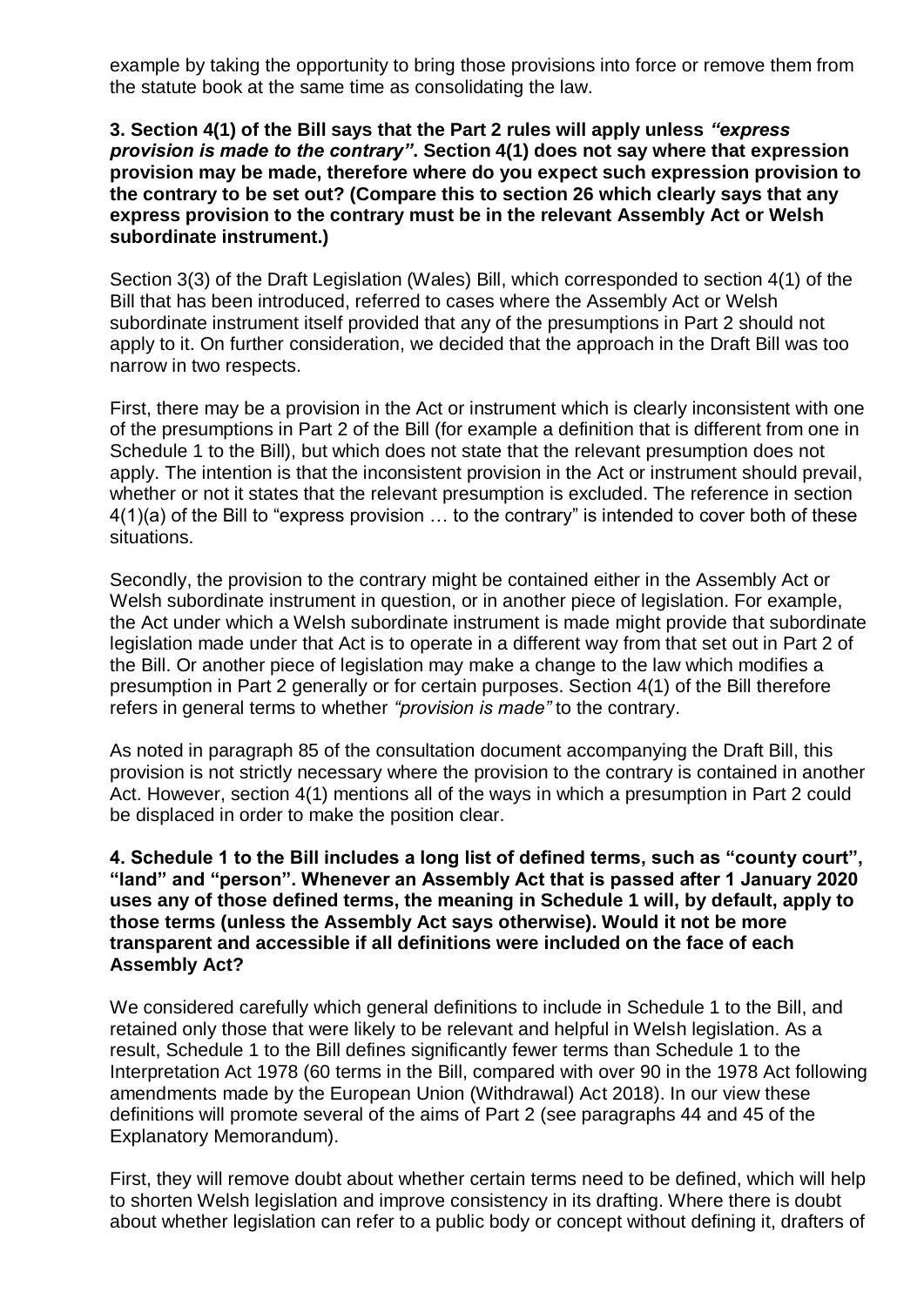example by taking the opportunity to bring those provisions into force or remove them from the statute book at the same time as consolidating the law.

**3. Section 4(1) of the Bill says that the Part 2 rules will apply unless *"express provision is made to the contrary"*. Section 4(1) does not say where that expression provision may be made, therefore where do you expect such expression provision to the contrary to be set out? (Compare this to section 26 which clearly says that any express provision to the contrary must be in the relevant Assembly Act or Welsh subordinate instrument.)**

Section 3(3) of the Draft Legislation (Wales) Bill, which corresponded to section 4(1) of the Bill that has been introduced, referred to cases where the Assembly Act or Welsh subordinate instrument itself provided that any of the presumptions in Part 2 should not apply to it. On further consideration, we decided that the approach in the Draft Bill was too narrow in two respects.

First, there may be a provision in the Act or instrument which is clearly inconsistent with one of the presumptions in Part 2 of the Bill (for example a definition that is different from one in Schedule 1 to the Bill), but which does not state that the relevant presumption does not apply. The intention is that the inconsistent provision in the Act or instrument should prevail, whether or not it states that the relevant presumption is excluded. The reference in section 4(1)(a) of the Bill to "express provision … to the contrary" is intended to cover both of these situations.

Secondly, the provision to the contrary might be contained either in the Assembly Act or Welsh subordinate instrument in question, or in another piece of legislation. For example, the Act under which a Welsh subordinate instrument is made might provide that subordinate legislation made under that Act is to operate in a different way from that set out in Part 2 of the Bill. Or another piece of legislation may make a change to the law which modifies a presumption in Part 2 generally or for certain purposes. Section 4(1) of the Bill therefore refers in general terms to whether *"provision is made"* to the contrary.

As noted in paragraph 85 of the consultation document accompanying the Draft Bill, this provision is not strictly necessary where the provision to the contrary is contained in another Act. However, section 4(1) mentions all of the ways in which a presumption in Part 2 could be displaced in order to make the position clear.

**4. Schedule 1 to the Bill includes a long list of defined terms, such as "county court", "land" and "person". Whenever an Assembly Act that is passed after 1 January 2020 uses any of those defined terms, the meaning in Schedule 1 will, by default, apply to those terms (unless the Assembly Act says otherwise). Would it not be more transparent and accessible if all definitions were included on the face of each Assembly Act?**

We considered carefully which general definitions to include in Schedule 1 to the Bill, and retained only those that were likely to be relevant and helpful in Welsh legislation. As a result, Schedule 1 to the Bill defines significantly fewer terms than Schedule 1 to the Interpretation Act 1978 (60 terms in the Bill, compared with over 90 in the 1978 Act following amendments made by the European Union (Withdrawal) Act 2018). In our view these definitions will promote several of the aims of Part 2 (see paragraphs 44 and 45 of the Explanatory Memorandum).

First, they will remove doubt about whether certain terms need to be defined, which will help to shorten Welsh legislation and improve consistency in its drafting. Where there is doubt about whether legislation can refer to a public body or concept without defining it, drafters of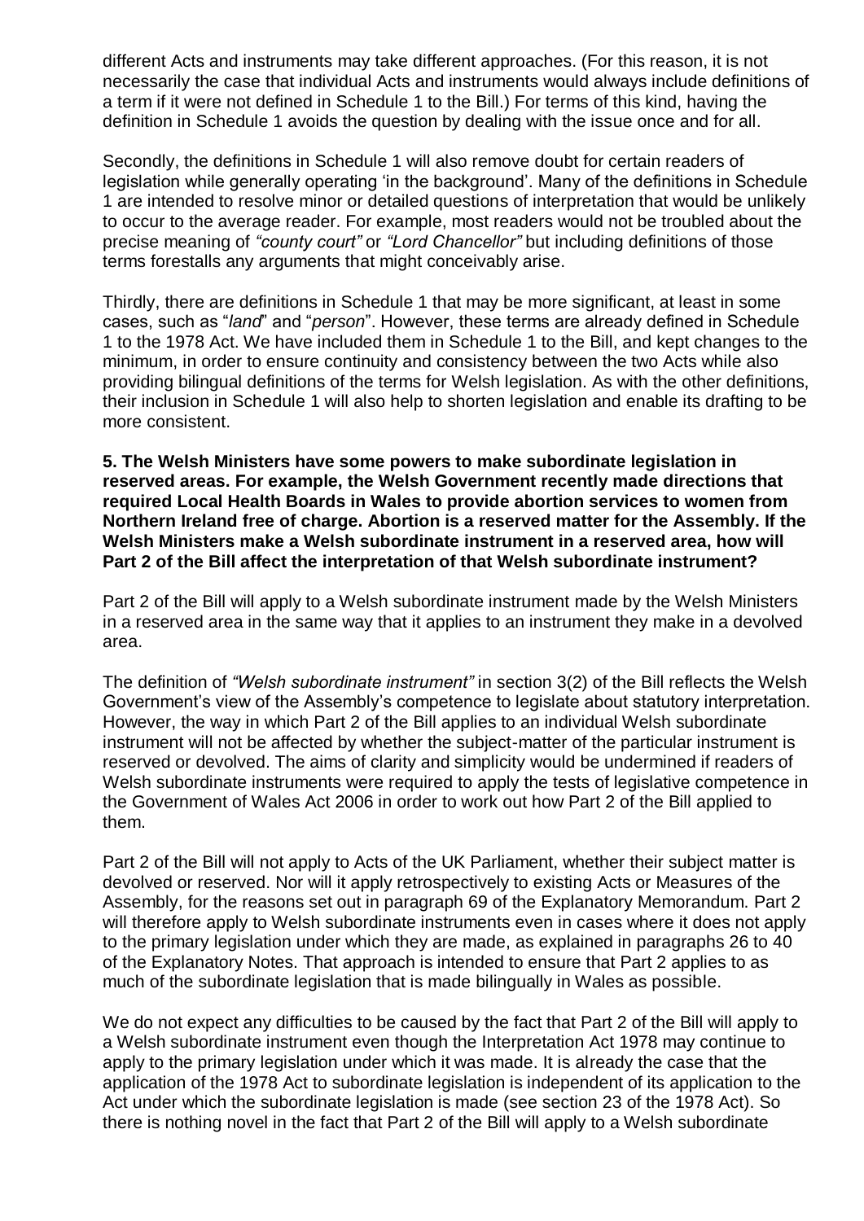different Acts and instruments may take different approaches. (For this reason, it is not necessarily the case that individual Acts and instruments would always include definitions of a term if it were not defined in Schedule 1 to the Bill.) For terms of this kind, having the definition in Schedule 1 avoids the question by dealing with the issue once and for all.

Secondly, the definitions in Schedule 1 will also remove doubt for certain readers of legislation while generally operating 'in the background'. Many of the definitions in Schedule 1 are intended to resolve minor or detailed questions of interpretation that would be unlikely to occur to the average reader. For example, most readers would not be troubled about the precise meaning of *"county court"* or *"Lord Chancellor"* but including definitions of those terms forestalls any arguments that might conceivably arise.

Thirdly, there are definitions in Schedule 1 that may be more significant, at least in some cases, such as "*land*" and "*person*". However, these terms are already defined in Schedule 1 to the 1978 Act. We have included them in Schedule 1 to the Bill, and kept changes to the minimum, in order to ensure continuity and consistency between the two Acts while also providing bilingual definitions of the terms for Welsh legislation. As with the other definitions, their inclusion in Schedule 1 will also help to shorten legislation and enable its drafting to be more consistent.

**5. The Welsh Ministers have some powers to make subordinate legislation in reserved areas. For example, the Welsh Government recently made directions that required Local Health Boards in Wales to provide abortion services to women from Northern Ireland free of charge. Abortion is a reserved matter for the Assembly. If the Welsh Ministers make a Welsh subordinate instrument in a reserved area, how will Part 2 of the Bill affect the interpretation of that Welsh subordinate instrument?**

Part 2 of the Bill will apply to a Welsh subordinate instrument made by the Welsh Ministers in a reserved area in the same way that it applies to an instrument they make in a devolved area.

The definition of *"Welsh subordinate instrument"* in section 3(2) of the Bill reflects the Welsh Government's view of the Assembly's competence to legislate about statutory interpretation. However, the way in which Part 2 of the Bill applies to an individual Welsh subordinate instrument will not be affected by whether the subject-matter of the particular instrument is reserved or devolved. The aims of clarity and simplicity would be undermined if readers of Welsh subordinate instruments were required to apply the tests of legislative competence in the Government of Wales Act 2006 in order to work out how Part 2 of the Bill applied to them.

Part 2 of the Bill will not apply to Acts of the UK Parliament, whether their subject matter is devolved or reserved. Nor will it apply retrospectively to existing Acts or Measures of the Assembly, for the reasons set out in paragraph 69 of the Explanatory Memorandum. Part 2 will therefore apply to Welsh subordinate instruments even in cases where it does not apply to the primary legislation under which they are made, as explained in paragraphs 26 to 40 of the Explanatory Notes. That approach is intended to ensure that Part 2 applies to as much of the subordinate legislation that is made bilingually in Wales as possible.

We do not expect any difficulties to be caused by the fact that Part 2 of the Bill will apply to a Welsh subordinate instrument even though the Interpretation Act 1978 may continue to apply to the primary legislation under which it was made. It is already the case that the application of the 1978 Act to subordinate legislation is independent of its application to the Act under which the subordinate legislation is made (see section 23 of the 1978 Act). So there is nothing novel in the fact that Part 2 of the Bill will apply to a Welsh subordinate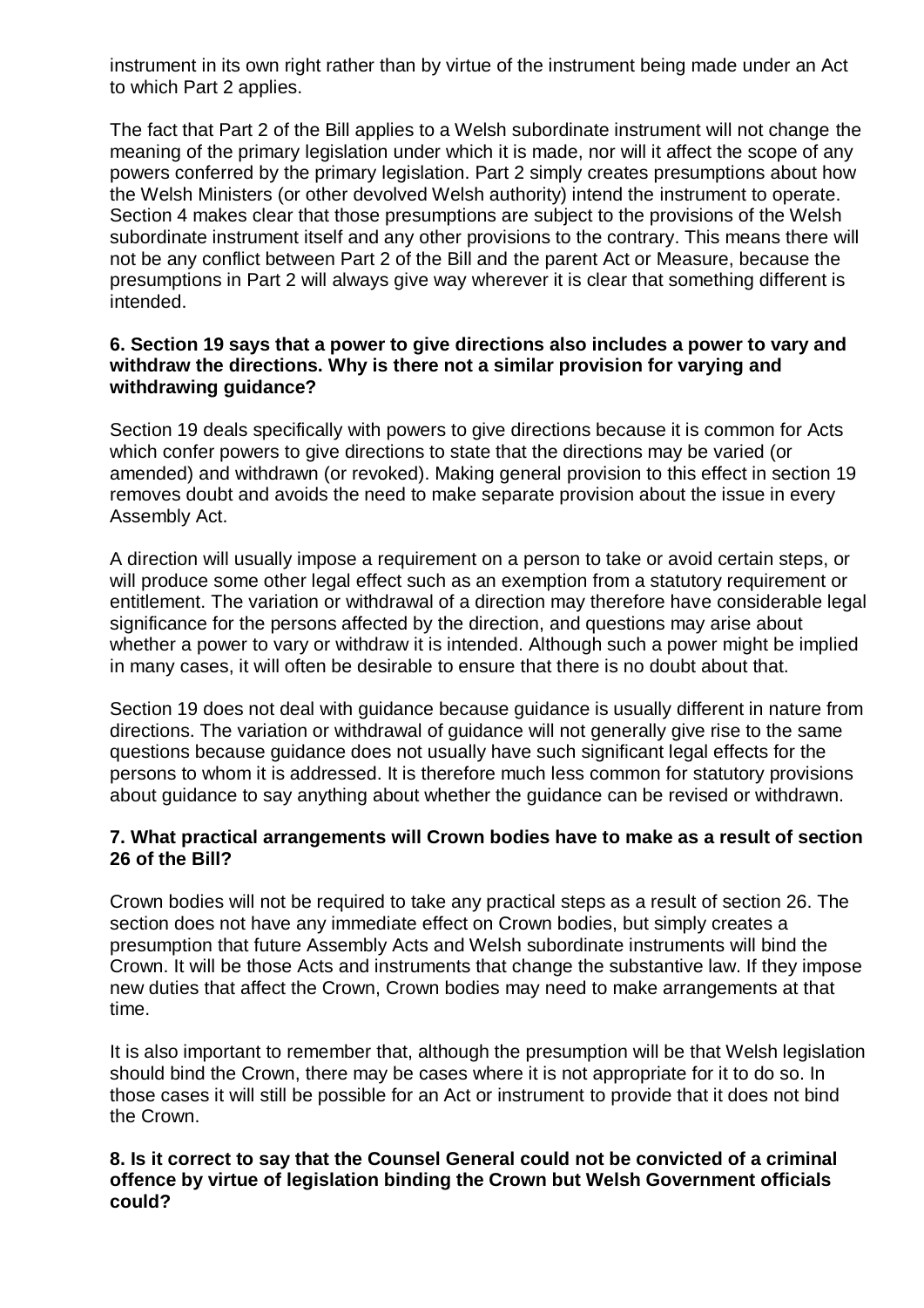instrument in its own right rather than by virtue of the instrument being made under an Act to which Part 2 applies.

The fact that Part 2 of the Bill applies to a Welsh subordinate instrument will not change the meaning of the primary legislation under which it is made, nor will it affect the scope of any powers conferred by the primary legislation. Part 2 simply creates presumptions about how the Welsh Ministers (or other devolved Welsh authority) intend the instrument to operate. Section 4 makes clear that those presumptions are subject to the provisions of the Welsh subordinate instrument itself and any other provisions to the contrary. This means there will not be any conflict between Part 2 of the Bill and the parent Act or Measure, because the presumptions in Part 2 will always give way wherever it is clear that something different is intended.

**6. Section 19 says that a power to give directions also includes a power to vary and withdraw the directions. Why is there not a similar provision for varying and withdrawing guidance?**

Section 19 deals specifically with powers to give directions because it is common for Acts which confer powers to give directions to state that the directions may be varied (or amended) and withdrawn (or revoked). Making general provision to this effect in section 19 removes doubt and avoids the need to make separate provision about the issue in every Assembly Act.

A direction will usually impose a requirement on a person to take or avoid certain steps, or will produce some other legal effect such as an exemption from a statutory requirement or entitlement. The variation or withdrawal of a direction may therefore have considerable legal significance for the persons affected by the direction, and questions may arise about whether a power to vary or withdraw it is intended. Although such a power might be implied in many cases, it will often be desirable to ensure that there is no doubt about that.

Section 19 does not deal with guidance because guidance is usually different in nature from directions. The variation or withdrawal of guidance will not generally give rise to the same questions because guidance does not usually have such significant legal effects for the persons to whom it is addressed. It is therefore much less common for statutory provisions about guidance to say anything about whether the guidance can be revised or withdrawn.

**7. What practical arrangements will Crown bodies have to make as a result of section 26 of the Bill?**

Crown bodies will not be required to take any practical steps as a result of section 26. The section does not have any immediate effect on Crown bodies, but simply creates a presumption that future Assembly Acts and Welsh subordinate instruments will bind the Crown. It will be those Acts and instruments that change the substantive law. If they impose new duties that affect the Crown, Crown bodies may need to make arrangements at that time.

It is also important to remember that, although the presumption will be that Welsh legislation should bind the Crown, there may be cases where it is not appropriate for it to do so. In those cases it will still be possible for an Act or instrument to provide that it does not bind the Crown.

**8. Is it correct to say that the Counsel General could not be convicted of a criminal offence by virtue of legislation binding the Crown but Welsh Government officials could?**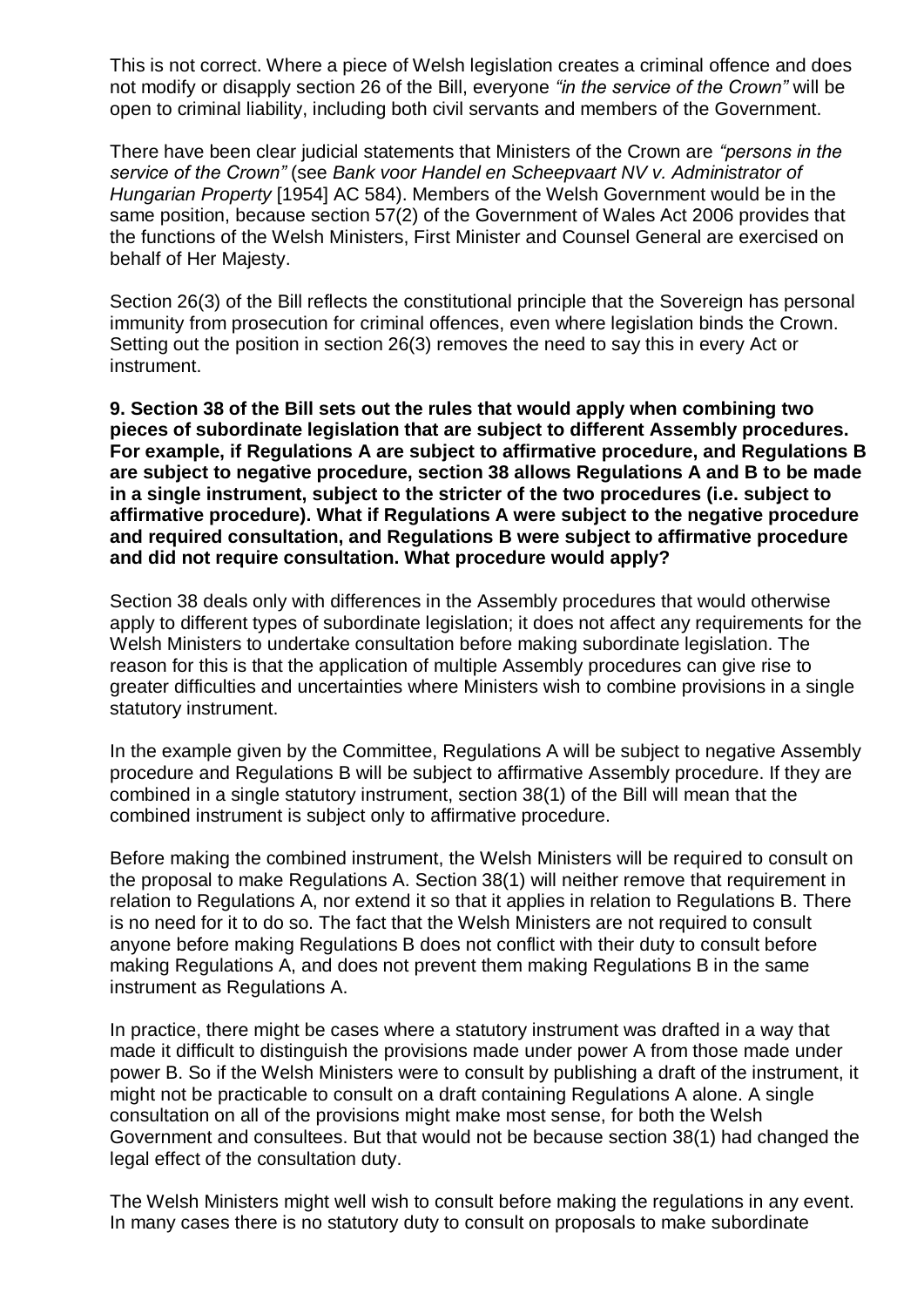This is not correct. Where a piece of Welsh legislation creates a criminal offence and does not modify or disapply section 26 of the Bill, everyone *"in the service of the Crown"* will be open to criminal liability, including both civil servants and members of the Government.

There have been clear judicial statements that Ministers of the Crown are *"persons in the service of the Crown"* (see *Bank voor Handel en Scheepvaart NV v. Administrator of Hungarian Property* [1954] AC 584). Members of the Welsh Government would be in the same position, because section 57(2) of the Government of Wales Act 2006 provides that the functions of the Welsh Ministers, First Minister and Counsel General are exercised on behalf of Her Majesty.

Section 26(3) of the Bill reflects the constitutional principle that the Sovereign has personal immunity from prosecution for criminal offences, even where legislation binds the Crown. Setting out the position in section 26(3) removes the need to say this in every Act or instrument.

**9. Section 38 of the Bill sets out the rules that would apply when combining two pieces of subordinate legislation that are subject to different Assembly procedures. For example, if Regulations A are subject to affirmative procedure, and Regulations B are subject to negative procedure, section 38 allows Regulations A and B to be made in a single instrument, subject to the stricter of the two procedures (i.e. subject to affirmative procedure). What if Regulations A were subject to the negative procedure and required consultation, and Regulations B were subject to affirmative procedure and did not require consultation. What procedure would apply?**

Section 38 deals only with differences in the Assembly procedures that would otherwise apply to different types of subordinate legislation; it does not affect any requirements for the Welsh Ministers to undertake consultation before making subordinate legislation. The reason for this is that the application of multiple Assembly procedures can give rise to greater difficulties and uncertainties where Ministers wish to combine provisions in a single statutory instrument.

In the example given by the Committee, Regulations A will be subject to negative Assembly procedure and Regulations B will be subject to affirmative Assembly procedure. If they are combined in a single statutory instrument, section 38(1) of the Bill will mean that the combined instrument is subject only to affirmative procedure.

Before making the combined instrument, the Welsh Ministers will be required to consult on the proposal to make Regulations A. Section 38(1) will neither remove that requirement in relation to Regulations A, nor extend it so that it applies in relation to Regulations B. There is no need for it to do so. The fact that the Welsh Ministers are not required to consult anyone before making Regulations B does not conflict with their duty to consult before making Regulations A, and does not prevent them making Regulations B in the same instrument as Regulations A.

In practice, there might be cases where a statutory instrument was drafted in a way that made it difficult to distinguish the provisions made under power A from those made under power B. So if the Welsh Ministers were to consult by publishing a draft of the instrument, it might not be practicable to consult on a draft containing Regulations A alone. A single consultation on all of the provisions might make most sense, for both the Welsh Government and consultees. But that would not be because section 38(1) had changed the legal effect of the consultation duty.

The Welsh Ministers might well wish to consult before making the regulations in any event. In many cases there is no statutory duty to consult on proposals to make subordinate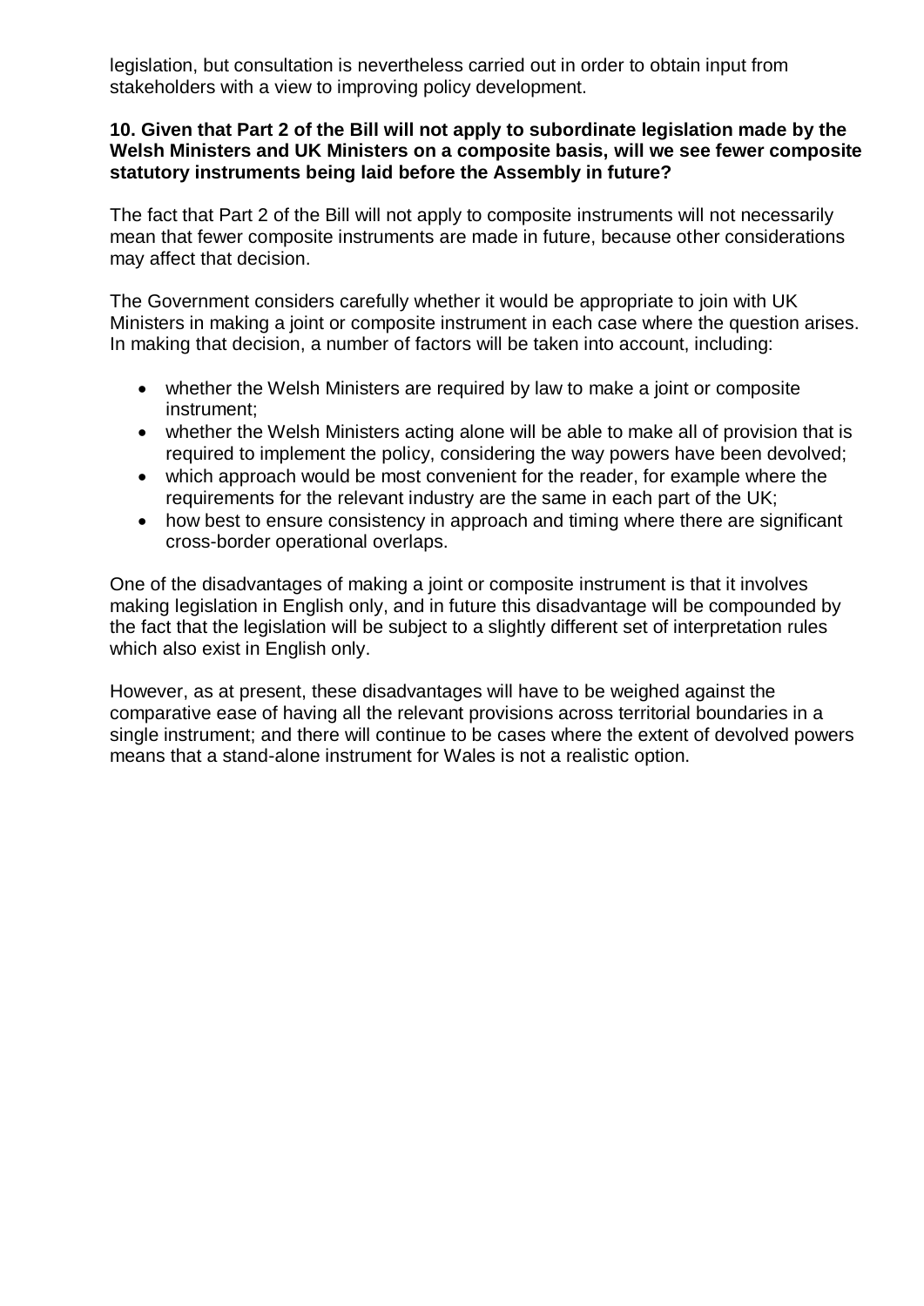legislation, but consultation is nevertheless carried out in order to obtain input from stakeholders with a view to improving policy development.

**10. Given that Part 2 of the Bill will not apply to subordinate legislation made by the Welsh Ministers and UK Ministers on a composite basis, will we see fewer composite statutory instruments being laid before the Assembly in future?**

The fact that Part 2 of the Bill will not apply to composite instruments will not necessarily mean that fewer composite instruments are made in future, because other considerations may affect that decision.

The Government considers carefully whether it would be appropriate to join with UK Ministers in making a joint or composite instrument in each case where the question arises. In making that decision, a number of factors will be taken into account, including:

- whether the Welsh Ministers are required by law to make a joint or composite instrument;
- whether the Welsh Ministers acting alone will be able to make all of provision that is required to implement the policy, considering the way powers have been devolved;
- which approach would be most convenient for the reader, for example where the requirements for the relevant industry are the same in each part of the UK;
- how best to ensure consistency in approach and timing where there are significant cross-border operational overlaps.

One of the disadvantages of making a joint or composite instrument is that it involves making legislation in English only, and in future this disadvantage will be compounded by the fact that the legislation will be subject to a slightly different set of interpretation rules which also exist in English only.

However, as at present, these disadvantages will have to be weighed against the comparative ease of having all the relevant provisions across territorial boundaries in a single instrument; and there will continue to be cases where the extent of devolved powers means that a stand-alone instrument for Wales is not a realistic option.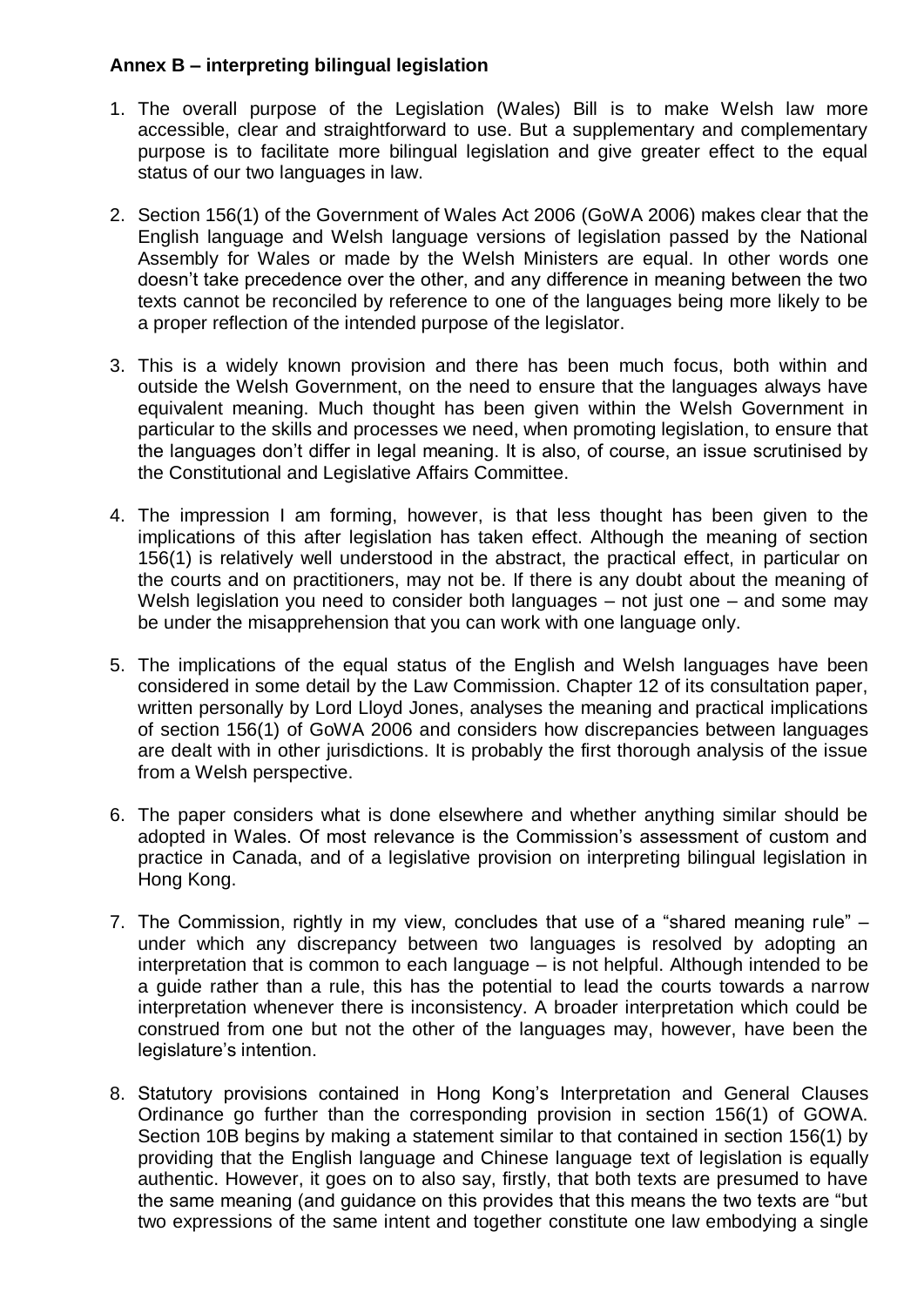**Annex B – interpreting bilingual legislation**

1. The overall purpose of the Legislation (Wales) Bill is to make Welsh law more accessible, clear and straightforward to use. But a supplementary and complementary purpose is to facilitate more bilingual legislation and give greater effect to the equal status of our two languages in law.

2. Section 156(1) of the Government of Wales Act 2006 (GoWA 2006) makes clear that the English language and Welsh language versions of legislation passed by the National Assembly for Wales or made by the Welsh Ministers are equal. In other words one doesn't take precedence over the other, and any difference in meaning between the two texts cannot be reconciled by reference to one of the languages being more likely to be a proper reflection of the intended purpose of the legislator.

3. This is a widely known provision and there has been much focus, both within and outside the Welsh Government, on the need to ensure that the languages always have equivalent meaning. Much thought has been given within the Welsh Government in particular to the skills and processes we need, when promoting legislation, to ensure that the languages don't differ in legal meaning. It is also, of course, an issue scrutinised by the Constitutional and Legislative Affairs Committee.

4. The impression I am forming, however, is that less thought has been given to the implications of this after legislation has taken effect. Although the meaning of section 156(1) is relatively well understood in the abstract, the practical effect, in particular on the courts and on practitioners, may not be. If there is any doubt about the meaning of Welsh legislation you need to consider both languages – not just one – and some may be under the misapprehension that you can work with one language only.

5. The implications of the equal status of the English and Welsh languages have been considered in some detail by the Law Commission. Chapter 12 of its consultation paper, written personally by Lord Lloyd Jones, analyses the meaning and practical implications of section 156(1) of GoWA 2006 and considers how discrepancies between languages are dealt with in other jurisdictions. It is probably the first thorough analysis of the issue from a Welsh perspective.

6. The paper considers what is done elsewhere and whether anything similar should be adopted in Wales. Of most relevance is the Commission's assessment of custom and practice in Canada, and of a legislative provision on interpreting bilingual legislation in Hong Kong.

7. The Commission, rightly in my view, concludes that use of a "shared meaning rule" – under which any discrepancy between two languages is resolved by adopting an interpretation that is common to each language – is not helpful. Although intended to be a guide rather than a rule, this has the potential to lead the courts towards a narrow interpretation whenever there is inconsistency. A broader interpretation which could be construed from one but not the other of the languages may, however, have been the legislature's intention.

8. Statutory provisions contained in Hong Kong's Interpretation and General Clauses Ordinance go further than the corresponding provision in section 156(1) of GOWA. Section 10B begins by making a statement similar to that contained in section 156(1) by providing that the English language and Chinese language text of legislation is equally authentic. However, it goes on to also say, firstly, that both texts are presumed to have the same meaning (and guidance on this provides that this means the two texts are "but two expressions of the same intent and together constitute one law embodying a single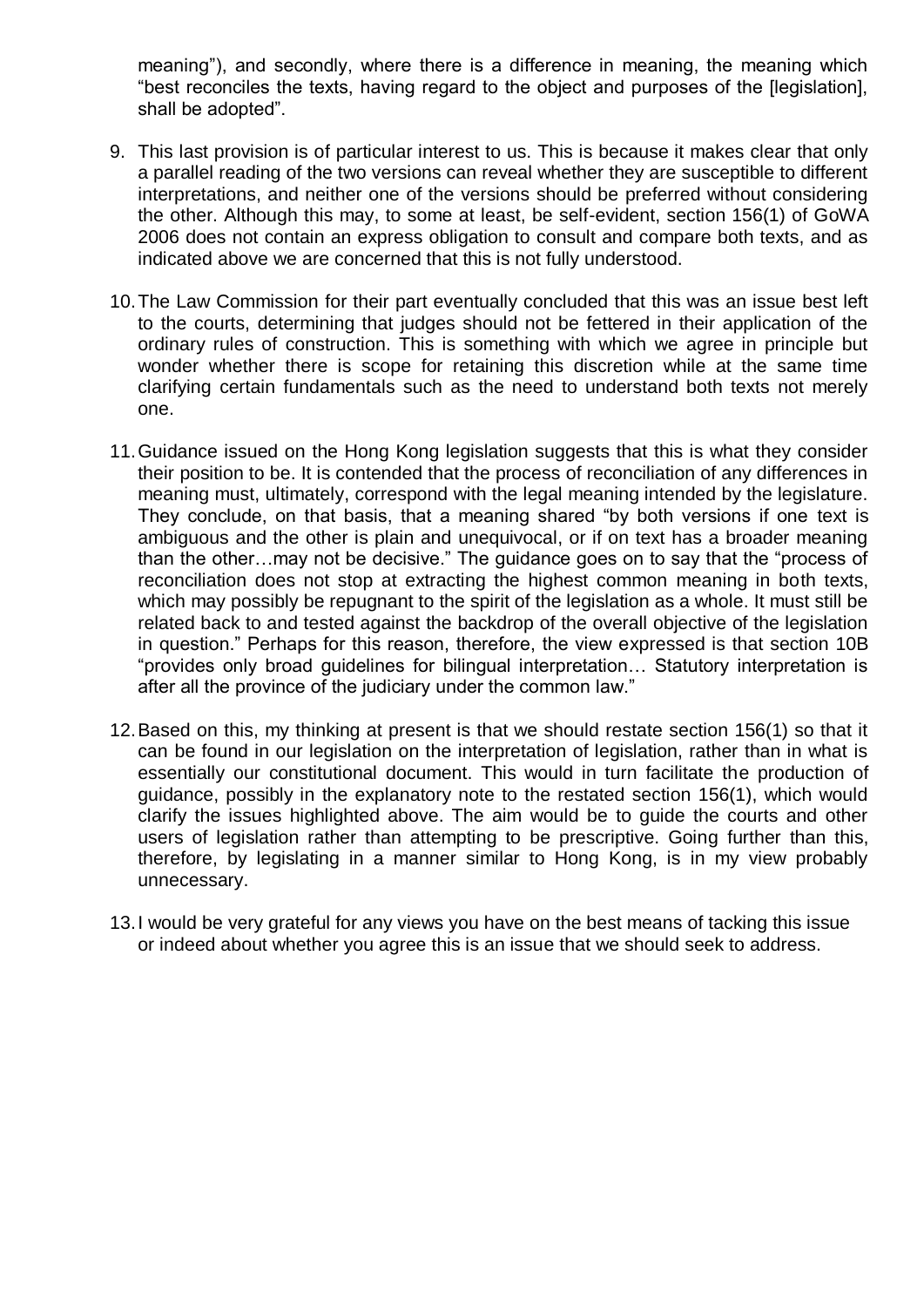meaning"), and secondly, where there is a difference in meaning, the meaning which "best reconciles the texts, having regard to the object and purposes of the [legislation], shall be adopted".

9. This last provision is of particular interest to us. This is because it makes clear that only a parallel reading of the two versions can reveal whether they are susceptible to different interpretations, and neither one of the versions should be preferred without considering the other. Although this may, to some at least, be self-evident, section 156(1) of GoWA 2006 does not contain an express obligation to consult and compare both texts, and as indicated above we are concerned that this is not fully understood.

10. The Law Commission for their part eventually concluded that this was an issue best left to the courts, determining that judges should not be fettered in their application of the ordinary rules of construction. This is something with which we agree in principle but wonder whether there is scope for retaining this discretion while at the same time clarifying certain fundamentals such as the need to understand both texts not merely one.

11. Guidance issued on the Hong Kong legislation suggests that this is what they consider their position to be. It is contended that the process of reconciliation of any differences in meaning must, ultimately, correspond with the legal meaning intended by the legislature. They conclude, on that basis, that a meaning shared "by both versions if one text is ambiguous and the other is plain and unequivocal, or if on text has a broader meaning than the other…may not be decisive." The guidance goes on to say that the "process of reconciliation does not stop at extracting the highest common meaning in both texts, which may possibly be repugnant to the spirit of the legislation as a whole. It must still be related back to and tested against the backdrop of the overall objective of the legislation in question." Perhaps for this reason, therefore, the view expressed is that section 10B "provides only broad guidelines for bilingual interpretation… Statutory interpretation is after all the province of the judiciary under the common law."

12. Based on this, my thinking at present is that we should restate section 156(1) so that it can be found in our legislation on the interpretation of legislation, rather than in what is essentially our constitutional document. This would in turn facilitate the production of guidance, possibly in the explanatory note to the restated section 156(1), which would clarify the issues highlighted above. The aim would be to guide the courts and other users of legislation rather than attempting to be prescriptive. Going further than this, therefore, by legislating in a manner similar to Hong Kong, is in my view probably unnecessary.

13. I would be very grateful for any views you have on the best means of tacking this issue or indeed about whether you agree this is an issue that we should seek to address.